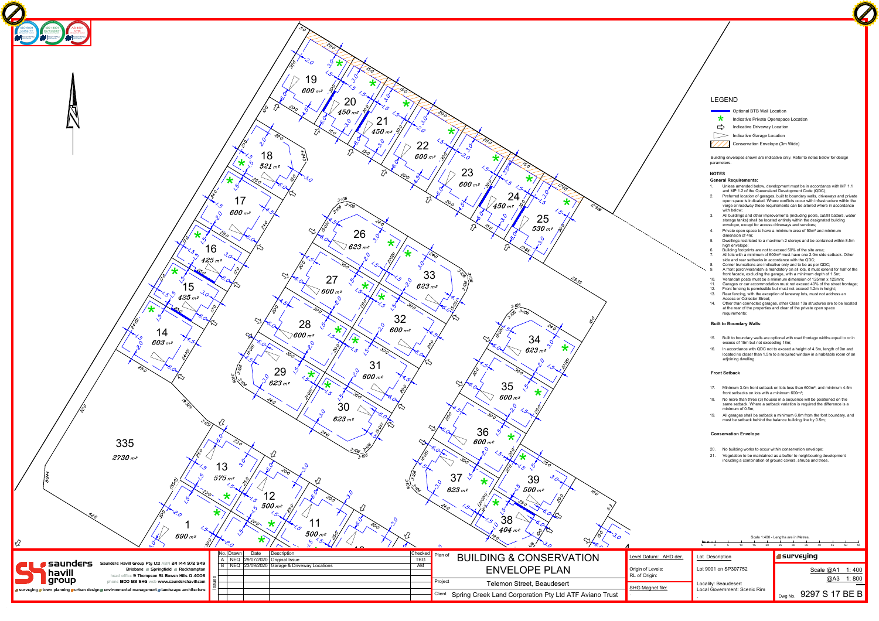## LEGEND

- Optional BTB Wall Location
- Indicative Private Openspace Location
- Indicative Driveway Location
- Indicative Garage Location
- Conservation Envelope (3m Wide)

Building envelopes shown are indicative only. Refer to notes below for design parameters.

## NOTES

### General Requirements:

1. Unless amended below, development must be in accordance with MP 1.1 and MP 1.2 of the Queensland Development Code (QDC);
2. Preferred location of garages, built to boundary walls, driveways and private open space is indicated. Where conflicts occur with infrastructure within the verge or roadway these requirements can be altered where in accordance with below;
3. All buildings and other improvements (including pools, cut/fill batters, water storage tanks) shall be located entirely within the designated building envelope, except for access driveways and services;
4. Private open space to have a minimum area of 50m² and minimum dimension of 4m;
5. Dwellings restricted to a maximum 2 storeys and be contained within 8.5m high envelope;
6. Building footprints are not to exceed 50% of the site area;
7. All lots with a minimum of 600m² must have one 2.0m side setback. Other side and rear setbacks in accordance with the QDC;
8. Corner truncations are indicative only and to be as per QDC;
9. A front porch/verandah is mandatory on all lots, it must extend for half of the front facade, excluding the garage, with a minimum depth of 1.5m;
10. Verandah posts must be a minimum dimension of 125mm x 125mm;
11. Garages or car accommodation must not exceed 40% of the street frontage;
12. Front fencing is permissible but must not exceed 1.2m in height;
13. Rear fencing, with the exception of laneway lots, must not address an Access or Collector Street;
14. Other than connected garages, other Class 10a structures are to be located at the rear of the properties and clear of the private open space requirements;

### Built to Boundary Walls:

15. Built to boundary walls are optional with road frontage widths equal to or in excess of 15m but not exceeding 18m;
16. In accordance with QDC not to exceed a height of 4.5m, length of 9m and located no closer than 1.5m to a required window in a habitable room of an adjoining dwelling.

### Front Setback

17. Minimum 3.0m front setback on lots less than 600m², and minimum 4.5m front setbacks on lots with a minimum 600m²;
18. No more than three (3) houses in a sequence will be positioned on the same setback. Where a setback variation is required the difference is a minimum of 0.5m;
19. All garages shall be setback a minimum 6.0m from the font boundary, and must be setback behind the balance building line by 0.5m;

### Conservation Envelope

20. No building works to occur within conservation envelope;
21. Vegetation to be maintained as a buffer to neighbouring development including a combination of ground covers, shrubs and trees.

Scale 1:400 - Lengths are in Metres.

| No. | Drawn | Date | Description | Checked |
|---|---|---|---|---|
| A | NEQ | 29/07/2020 | Original Issue | TBG |
| B | NEQ | 23/09/2020 | Garage & Driveway Locations | AM |

**saunders havill group**

Saunders Havill Group Pty Ltd ABN 24 144 972 949
Brisbane | Springfield | Rockhampton
head office 9 Thompson St Bowen Hills Q 4006
phone 1300 123 SHG web www.saundershavill.com
surveying | town planning | urban design | environmental management | landscape architecture

Plan of: **BUILDING & CONSERVATION ENVELOPE PLAN**

Project: Telemon Street, Beaudesert

Client: Spring Creek Land Corporation Pty Ltd ATF Aviano Trust

Level Datum: AHD der.
Origin of Levels:
RL of Origin:
SHG Magnet file:

Lot Description
Lot 9001 on SP307752
Locality: Beaudesert
Local Government: Scenic Rim

surveying
Scale @A1 1: 400
@A3 1: 800
Dwg No. 9297 S 17 BE B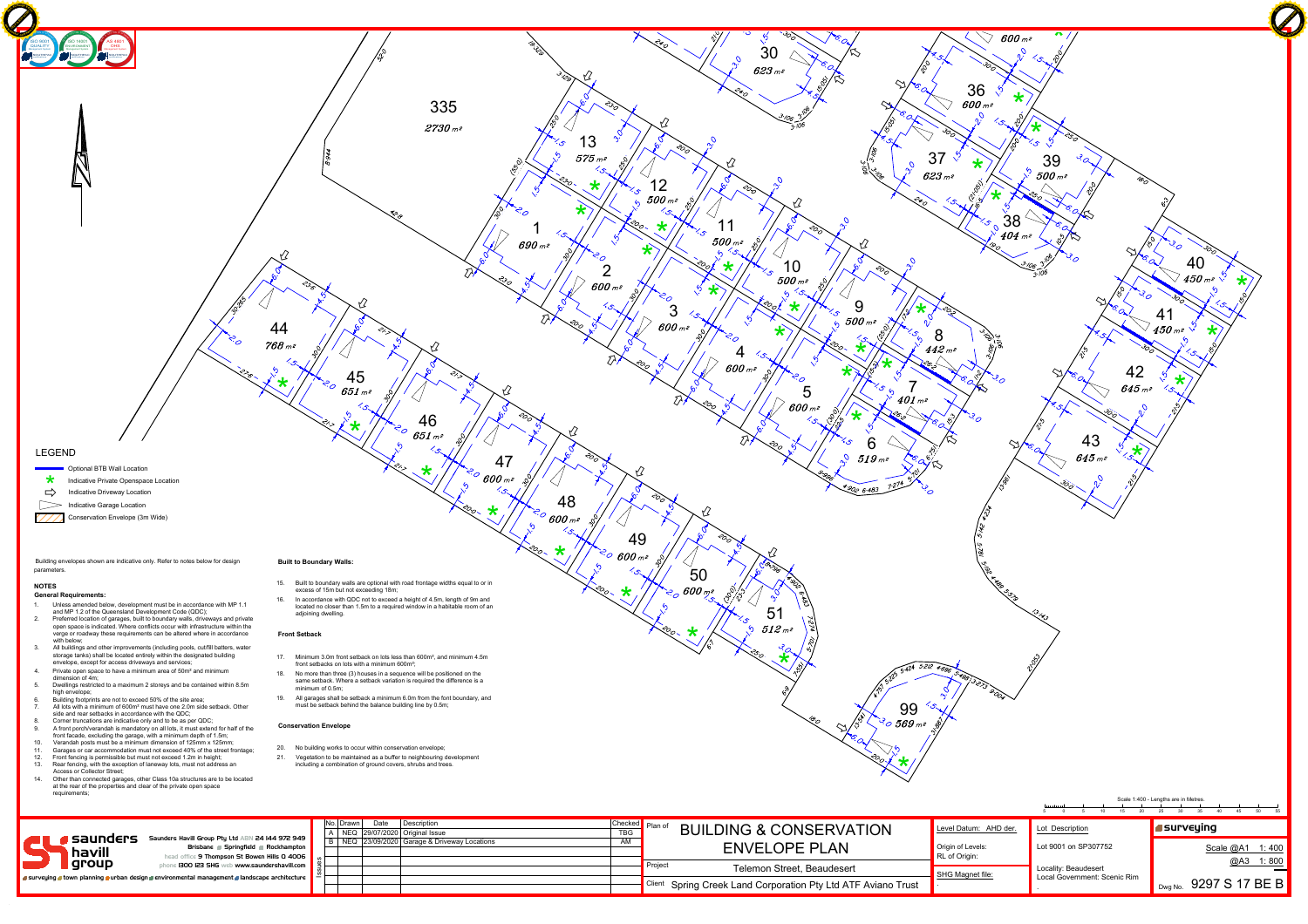## LEGEND

- Optional BTB Wall Location
- Indicative Private Openspace Location
- Indicative Driveway Location
- Indicative Garage Location
- Conservation Envelope (3m Wide)

Building envelopes shown are indicative only. Refer to notes below for design parameters.

## NOTES

### General Requirements:

1. Unless amended below, development must be in accordance with MP 1.1 and MP 1.2 of the Queensland Development Code (QDC);
2. Preferred location of garages, built to boundary walls, driveways and private open space is indicated. Where conflicts occur with infrastructure within the verge or roadway these requirements can be altered where in accordance with below;
3. All buildings and other improvements (including pools, cut/fill batters, water storage tanks) shall be located entirely within the designated building envelope, except for access driveways and services;
4. Private open space to have a minimum area of 50m² and minimum dimension of 4m;
5. Dwellings restricted to a maximum 2 storeys and be contained within 8.5m high envelope;
6. Building footprints are not to exceed 50% of the site area;
7. All lots with a minimum of 600m² must have one 2.0m side setback. Other side and rear setbacks in accordance with the QDC;
8. Corner truncations are indicative only and to be as per QDC;
9. A front porch/verandah is mandatory on all lots, it must extend for half of the front facade, excluding the garage, with a minimum depth of 1.5m;
10. Verandah posts must be a minimum dimension of 125mm x 125mm;
11. Garages or car accommodation must not exceed 40% of the street frontage;
12. Front fencing is permissible but must not exceed 1.2m in height;
13. Rear fencing, with the exception of laneway lots, must not address an Access or Collector Street;
14. Other than connected garages, other Class 10a structures are to be located at the rear of the properties and clear of the private open space requirements;

### Built to Boundary Walls:

15. Built to boundary walls are optional with road frontage widths equal to or in excess of 15m but not exceeding 18m;
16. In accordance with QDC not to exceed a height of 4.5m, length of 9m and located no closer than 1.5m to a required window in a habitable room of an adjoining dwelling.

### Front Setback

17. Minimum 3.0m front setback on lots less than 600m², and minimum 4.5m front setbacks on lots with a minimum 600m²;
18. No more than three (3) houses in a sequence will be positioned on the same setback. Where a setback variation is required the difference is a minimum of 0.5m;
19. All garages shall be setback a minimum 6.0m from the font boundary, and must be setback behind the balance building line by 0.5m;

### Conservation Envelope

20. No building works to occur within conservation envelope;
21. Vegetation to be maintained as a buffer to neighbouring development including a combination of ground covers, shrubs and trees.

Scale 1:400 - Lengths are in Metres.

| No. | Drawn | Date | Description | Checked |
|---|---|---|---|---|
| A | NEQ | 29/07/2020 | Original Issue | TBG |
| B | NEQ | 23/09/2020 | Garage & Driveway Locations | AM |

**saunders havill group** — Saunders Havill Group Pty Ltd ABN 24 144 972 949
Brisbane | Springfield | Rockhampton
head office 9 Thompson St Bowen Hills Q 4006
phone 1300 123 SHG web www.saundershavill.com
surveying | town planning | urban design | environmental management | landscape architecture

Plan of: **BUILDING & CONSERVATION ENVELOPE PLAN**

Project: Telemon Street, Beaudesert

Client: Spring Creek Land Corporation Pty Ltd ATF Aviano Trust

Level Datum: AHD der.
Origin of Levels:
RL of Origin:
SHG Magnet file:

Lot Description: Lot 9001 on SP307752
Locality: Beaudesert
Local Government: Scenic Rim

surveying
Scale @A1 1: 400
@A3 1: 800
Dwg No. 9297 S 17 BE B